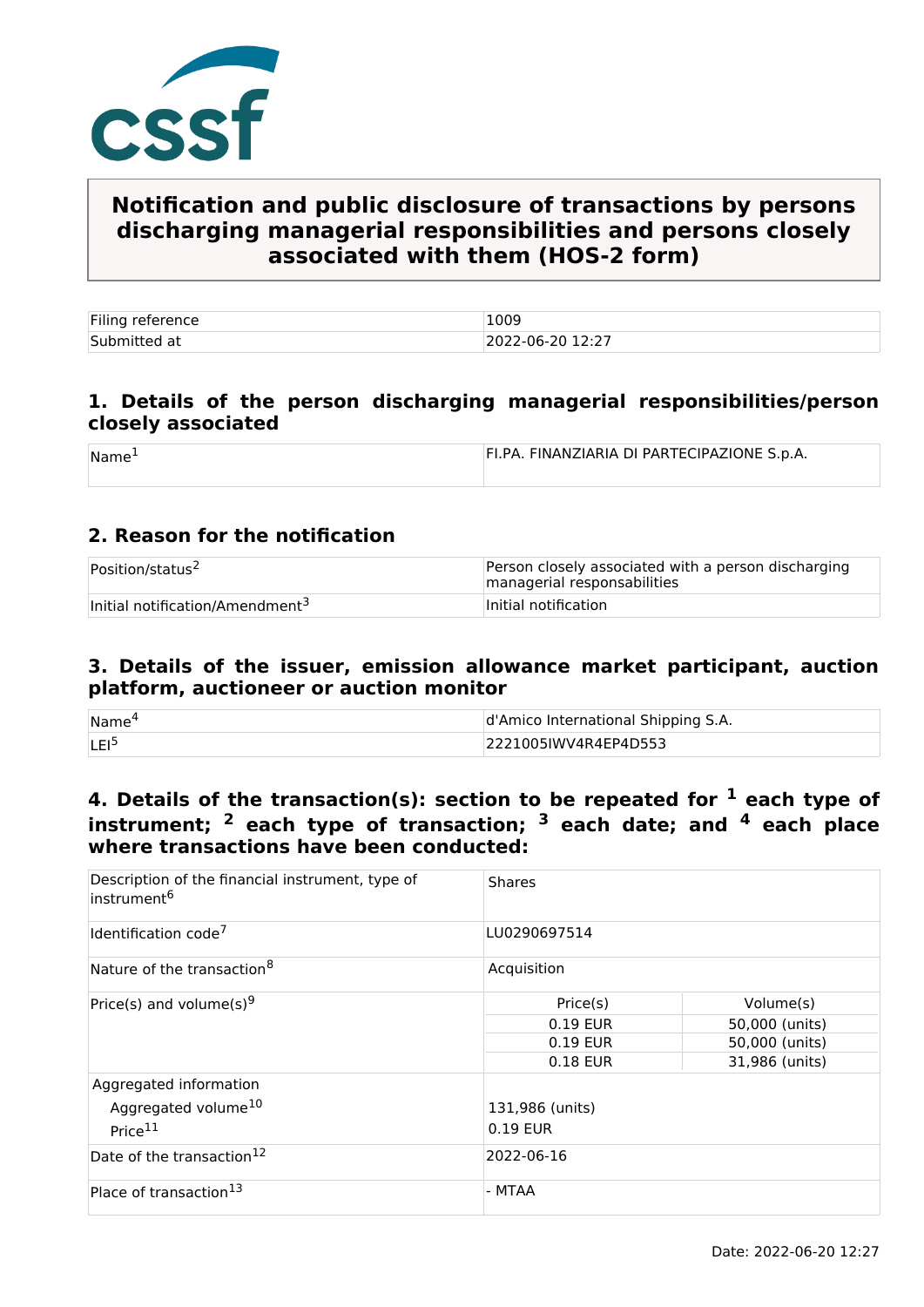# Notification and public disclosure of transactions by persons discharging managerial responsibilities and persons closely associated with them (HOS-2 form)

| Filing reference | 1009 |
|---|---|
| Submitted at | 2022-06-20 12:27 |

## 1. Details of the person discharging managerial responsibilities/person closely associated

| Name[1] | FI.PA. FINANZIARIA DI PARTECIPAZIONE S.p.A. |
|---|---|

## 2. Reason for the notification

| Position/status[2] | Person closely associated with a person discharging managerial responsabilities |
|---|---|
| Initial notification/Amendment[3] | Initial notification |

## 3. Details of the issuer, emission allowance market participant, auction platform, auctioneer or auction monitor

| Name[4] | d'Amico International Shipping S.A. |
|---|---|
| LEI[5] | 2221005IWV4R4EP4D553 |

## 4. Details of the transaction(s): section to be repeated for [1] each type of instrument; [2] each type of transaction; [3] each date; and [4] each place where transactions have been conducted:

| Description of the financial instrument, type of instrument[6] | Shares | |
|---|---|---|
| Identification code[7] | LU0290697514 | |
| Nature of the transaction[8] | Acquisition | |
| Price(s) and volume(s)[9] | Price(s) | Volume(s) |
| | 0.19 EUR | 50,000 (units) |
| | 0.19 EUR | 50,000 (units) |
| | 0.18 EUR | 31,986 (units) |
| Aggregated information | | |
| Aggregated volume[10] | 131,986 (units) | |
| Price[11] | 0.19 EUR | |
| Date of the transaction[12] | 2022-06-16 | |
| Place of transaction[13] | - MTAA | |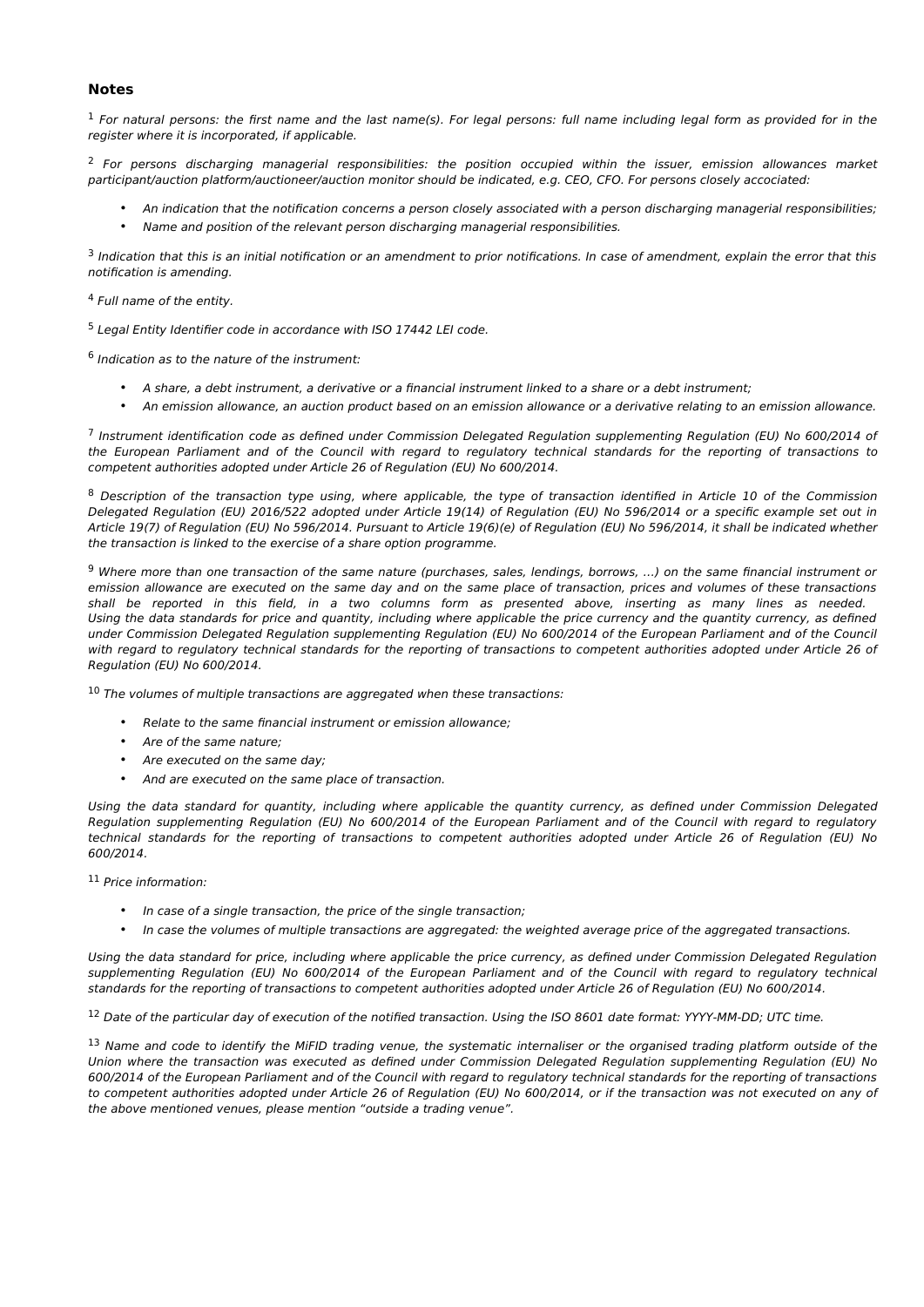## Notes

[1] *For natural persons: the first name and the last name(s). For legal persons: full name including legal form as provided for in the register where it is incorporated, if applicable.*

[2] *For persons discharging managerial responsibilities: the position occupied within the issuer, emission allowances market participant/auction platform/auctioneer/auction monitor should be indicated, e.g. CEO, CFO. For persons closely accociated:*

- *An indication that the notification concerns a person closely associated with a person discharging managerial responsibilities;*
- *Name and position of the relevant person discharging managerial responsibilities.*

[3] *Indication that this is an initial notification or an amendment to prior notifications. In case of amendment, explain the error that this notification is amending.*

[4] *Full name of the entity.*

[5] *Legal Entity Identifier code in accordance with ISO 17442 LEI code.*

[6] *Indication as to the nature of the instrument:*

- *A share, a debt instrument, a derivative or a financial instrument linked to a share or a debt instrument;*
- *An emission allowance, an auction product based on an emission allowance or a derivative relating to an emission allowance.*

[7] *Instrument identification code as defined under Commission Delegated Regulation supplementing Regulation (EU) No 600/2014 of the European Parliament and of the Council with regard to regulatory technical standards for the reporting of transactions to competent authorities adopted under Article 26 of Regulation (EU) No 600/2014.*

[8] *Description of the transaction type using, where applicable, the type of transaction identified in Article 10 of the Commission Delegated Regulation (EU) 2016/522 adopted under Article 19(14) of Regulation (EU) No 596/2014 or a specific example set out in Article 19(7) of Regulation (EU) No 596/2014. Pursuant to Article 19(6)(e) of Regulation (EU) No 596/2014, it shall be indicated whether the transaction is linked to the exercise of a share option programme.*

[9] *Where more than one transaction of the same nature (purchases, sales, lendings, borrows, ...) on the same financial instrument or emission allowance are executed on the same day and on the same place of transaction, prices and volumes of these transactions shall be reported in this field, in a two columns form as presented above, inserting as many lines as needed. Using the data standards for price and quantity, including where applicable the price currency and the quantity currency, as defined under Commission Delegated Regulation supplementing Regulation (EU) No 600/2014 of the European Parliament and of the Council with regard to regulatory technical standards for the reporting of transactions to competent authorities adopted under Article 26 of Regulation (EU) No 600/2014.*

[10] *The volumes of multiple transactions are aggregated when these transactions:*

- *Relate to the same financial instrument or emission allowance;*
- *Are of the same nature;*
- *Are executed on the same day;*
- *And are executed on the same place of transaction.*

*Using the data standard for quantity, including where applicable the quantity currency, as defined under Commission Delegated Regulation supplementing Regulation (EU) No 600/2014 of the European Parliament and of the Council with regard to regulatory technical standards for the reporting of transactions to competent authorities adopted under Article 26 of Regulation (EU) No 600/2014.*

[11] *Price information:*

- *In case of a single transaction, the price of the single transaction;*
- *In case the volumes of multiple transactions are aggregated: the weighted average price of the aggregated transactions.*

*Using the data standard for price, including where applicable the price currency, as defined under Commission Delegated Regulation supplementing Regulation (EU) No 600/2014 of the European Parliament and of the Council with regard to regulatory technical standards for the reporting of transactions to competent authorities adopted under Article 26 of Regulation (EU) No 600/2014.*

[12] *Date of the particular day of execution of the notified transaction. Using the ISO 8601 date format: YYYY-MM-DD; UTC time.*

[13] *Name and code to identify the MiFID trading venue, the systematic internaliser or the organised trading platform outside of the Union where the transaction was executed as defined under Commission Delegated Regulation supplementing Regulation (EU) No 600/2014 of the European Parliament and of the Council with regard to regulatory technical standards for the reporting of transactions to competent authorities adopted under Article 26 of Regulation (EU) No 600/2014, or if the transaction was not executed on any of the above mentioned venues, please mention "outside a trading venue".*